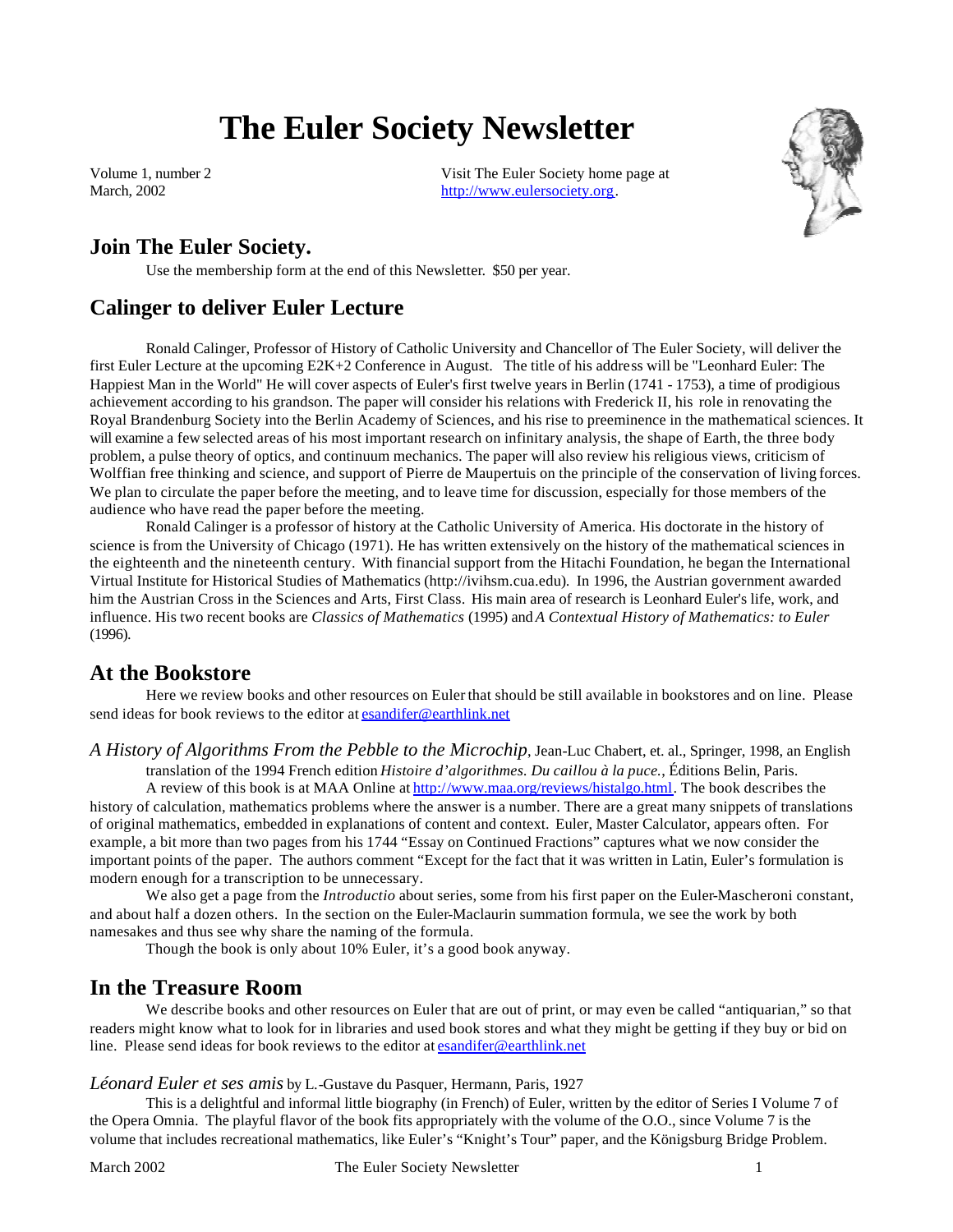# The Euler Society Newsletter

Volume 1, number 2
March, 2002

Visit The Euler Society home page at
http://www.eulersociety.org.

## Join The Euler Society.

Use the membership form at the end of this Newsletter. $50 per year.

## Calinger to deliver Euler Lecture

Ronald Calinger, Professor of History of Catholic University and Chancellor of The Euler Society, will deliver the first Euler Lecture at the upcoming E2K+2 Conference in August. The title of his address will be "Leonhard Euler: The Happiest Man in the World" He will cover aspects of Euler's first twelve years in Berlin (1741 - 1753), a time of prodigious achievement according to his grandson. The paper will consider his relations with Frederick II, his role in renovating the Royal Brandenburg Society into the Berlin Academy of Sciences, and his rise to preeminence in the mathematical sciences. It will examine a few selected areas of his most important research on infinitary analysis, the shape of Earth, the three body problem, a pulse theory of optics, and continuum mechanics. The paper will also review his religious views, criticism of Wolffian free thinking and science, and support of Pierre de Maupertuis on the principle of the conservation of living forces. We plan to circulate the paper before the meeting, and to leave time for discussion, especially for those members of the audience who have read the paper before the meeting.

Ronald Calinger is a professor of history at the Catholic University of America. His doctorate in the history of science is from the University of Chicago (1971). He has written extensively on the history of the mathematical sciences in the eighteenth and the nineteenth century. With financial support from the Hitachi Foundation, he began the International Virtual Institute for Historical Studies of Mathematics (http://ivihsm.cua.edu). In 1996, the Austrian government awarded him the Austrian Cross in the Sciences and Arts, First Class. His main area of research is Leonhard Euler's life, work, and influence. His two recent books are *Classics of Mathematics* (1995) and *A Contextual History of Mathematics: to Euler* (1996).

## At the Bookstore

Here we review books and other resources on Euler that should be still available in bookstores and on line. Please send ideas for book reviews to the editor at esandifer@earthlink.net

*A History of Algorithms From the Pebble to the Microchip*, Jean-Luc Chabert, et. al., Springer, 1998, an English translation of the 1994 French edition *Histoire d'algorithmes. Du caillou à la puce.*, Éditions Belin, Paris.

A review of this book is at MAA Online at http://www.maa.org/reviews/histalgo.html. The book describes the history of calculation, mathematics problems where the answer is a number. There are a great many snippets of translations of original mathematics, embedded in explanations of content and context. Euler, Master Calculator, appears often. For example, a bit more than two pages from his 1744 "Essay on Continued Fractions" captures what we now consider the important points of the paper. The authors comment "Except for the fact that it was written in Latin, Euler's formulation is modern enough for a transcription to be unnecessary.

We also get a page from the *Introductio* about series, some from his first paper on the Euler-Mascheroni constant, and about half a dozen others. In the section on the Euler-Maclaurin summation formula, we see the work by both namesakes and thus see why share the naming of the formula.

Though the book is only about 10% Euler, it's a good book anyway.

## In the Treasure Room

We describe books and other resources on Euler that are out of print, or may even be called "antiquarian," so that readers might know what to look for in libraries and used book stores and what they might be getting if they buy or bid on line. Please send ideas for book reviews to the editor at esandifer@earthlink.net

*Léonard Euler et ses amis* by L.-Gustave du Pasquer, Hermann, Paris, 1927

This is a delightful and informal little biography (in French) of Euler, written by the editor of Series I Volume 7 of the Opera Omnia. The playful flavor of the book fits appropriately with the volume of the O.O., since Volume 7 is the volume that includes recreational mathematics, like Euler's "Knight's Tour" paper, and the Königsburg Bridge Problem.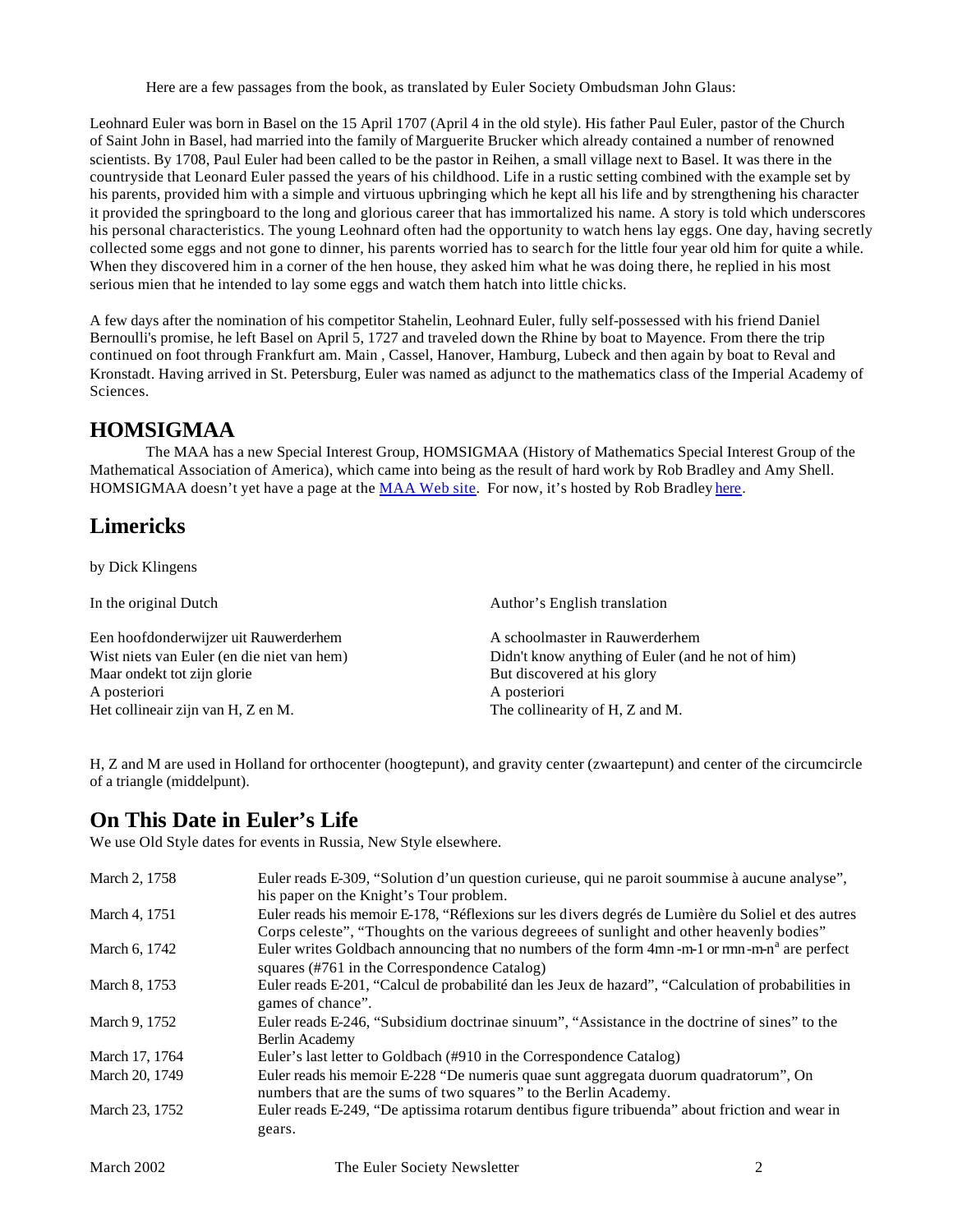Here are a few passages from the book, as translated by Euler Society Ombudsman John Glaus:

Leohnard Euler was born in Basel on the 15 April 1707 (April 4 in the old style). His father Paul Euler, pastor of the Church of Saint John in Basel, had married into the family of Marguerite Brucker which already contained a number of renowned scientists. By 1708, Paul Euler had been called to be the pastor in Reihen, a small village next to Basel. It was there in the countryside that Leonard Euler passed the years of his childhood. Life in a rustic setting combined with the example set by his parents, provided him with a simple and virtuous upbringing which he kept all his life and by strengthening his character it provided the springboard to the long and glorious career that has immortalized his name. A story is told which underscores his personal characteristics. The young Leohnard often had the opportunity to watch hens lay eggs. One day, having secretly collected some eggs and not gone to dinner, his parents worried has to search for the little four year old him for quite a while. When they discovered him in a corner of the hen house, they asked him what he was doing there, he replied in his most serious mien that he intended to lay some eggs and watch them hatch into little chicks.

A few days after the nomination of his competitor Stahelin, Leohnard Euler, fully self-possessed with his friend Daniel Bernoulli's promise, he left Basel on April 5, 1727 and traveled down the Rhine by boat to Mayence. From there the trip continued on foot through Frankfurt am. Main , Cassel, Hanover, Hamburg, Lubeck and then again by boat to Reval and Kronstadt. Having arrived in St. Petersburg, Euler was named as adjunct to the mathematics class of the Imperial Academy of Sciences.

## HOMSIGMAA

The MAA has a new Special Interest Group, HOMSIGMAA (History of Mathematics Special Interest Group of the Mathematical Association of America), which came into being as the result of hard work by Rob Bradley and Amy Shell. HOMSIGMAA doesn't yet have a page at the MAA Web site. For now, it's hosted by Rob Bradley here.

## Limericks

by Dick Klingens

| In the original Dutch | Author's English translation |
|---|---|
| Een hoofdonderwijzer uit Rauwerderhem<br>Wist niets van Euler (en die niet van hem)<br>Maar ondekt tot zijn glorie<br>A posteriori<br>Het collineair zijn van H, Z en M. | A schoolmaster in Rauwerderhem<br>Didn't know anything of Euler (and he not of him)<br>But discovered at his glory<br>A posteriori<br>The collinearity of H, Z and M. |

H, Z and M are used in Holland for orthocenter (hoogtepunt), and gravity center (zwaartepunt) and center of the circumcircle of a triangle (middelpunt).

## On This Date in Euler's Life

We use Old Style dates for events in Russia, New Style elsewhere.

| | |
|---|---|
| March 2, 1758 | Euler reads E-309, "Solution d'un question curieuse, qui ne paroit soummise à aucune analyse", his paper on the Knight's Tour problem. |
| March 4, 1751 | Euler reads his memoir E-178, "Réflexions sur les divers degrés de Lumière du Soliel et des autres Corps celeste", "Thoughts on the various degreees of sunlight and other heavenly bodies" |
| March 6, 1742 | Euler writes Goldbach announcing that no numbers of the form $4mn-m-1$ or $mn-m-n^a$ are perfect squares (#761 in the Correspondence Catalog) |
| March 8, 1753 | Euler reads E-201, "Calcul de probabilité dan les Jeux de hazard", "Calculation of probabilities in games of chance". |
| March 9, 1752 | Euler reads E-246, "Subsidium doctrinae sinuum", "Assistance in the doctrine of sines" to the Berlin Academy |
| March 17, 1764 | Euler's last letter to Goldbach (#910 in the Correspondence Catalog) |
| March 20, 1749 | Euler reads his memoir E-228 "De numeris quae sunt aggregata duorum quadratorum", On numbers that are the sums of two squares" to the Berlin Academy. |
| March 23, 1752 | Euler reads E-249, "De aptissima rotarum dentibus figure tribuenda" about friction and wear in gears. |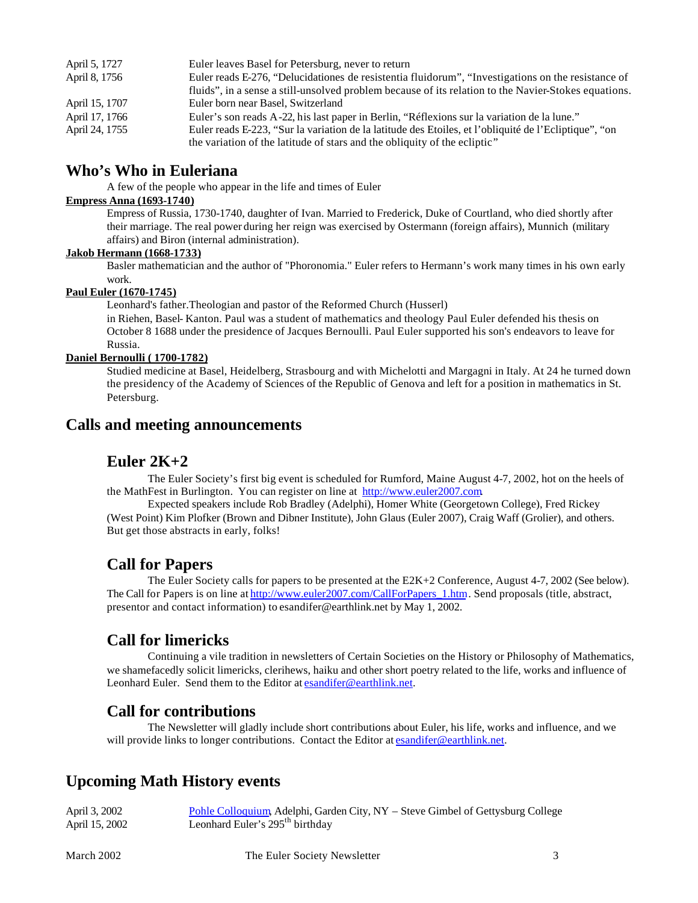| | |
|---|---|
| April 5, 1727 | Euler leaves Basel for Petersburg, never to return |
| April 8, 1756 | Euler reads E-276, "Delucidationes de resistentia fluidorum", "Investigations on the resistance of fluids", in a sense a still-unsolved problem because of its relation to the Navier-Stokes equations. |
| April 15, 1707 | Euler born near Basel, Switzerland |
| April 17, 1766 | Euler's son reads A-22, his last paper in Berlin, "Réflexions sur la variation de la lune." |
| April 24, 1755 | Euler reads E-223, "Sur la variation de la latitude des Etoiles, et l'obliquité de l'Ecliptique", "on the variation of the latitude of stars and the obliquity of the ecliptic" |

## Who's Who in Euleriana

A few of the people who appear in the life and times of Euler

**Empress Anna (1693-1740)**

Empress of Russia, 1730-1740, daughter of Ivan. Married to Frederick, Duke of Courtland, who died shortly after their marriage. The real power during her reign was exercised by Ostermann (foreign affairs), Munnich (military affairs) and Biron (internal administration).

**Jakob Hermann (1668-1733)**

Basler mathematician and the author of "Phoronomia." Euler refers to Hermann's work many times in his own early work.

**Paul Euler (1670-1745)**

Leonhard's father.Theologian and pastor of the Reformed Church (Husserl) in Riehen, Basel- Kanton. Paul was a student of mathematics and theology Paul Euler defended his thesis on October 8 1688 under the presidence of Jacques Bernoulli. Paul Euler supported his son's endeavors to leave for Russia.

**Daniel Bernoulli ( 1700-1782)**

Studied medicine at Basel, Heidelberg, Strasbourg and with Michelotti and Margagni in Italy. At 24 he turned down the presidency of the Academy of Sciences of the Republic of Genova and left for a position in mathematics in St. Petersburg.

## Calls and meeting announcements

### Euler 2K+2

The Euler Society's first big event is scheduled for Rumford, Maine August 4-7, 2002, hot on the heels of the MathFest in Burlington. You can register on line at http://www.euler2007.com.

Expected speakers include Rob Bradley (Adelphi), Homer White (Georgetown College), Fred Rickey (West Point) Kim Plofker (Brown and Dibner Institute), John Glaus (Euler 2007), Craig Waff (Grolier), and others. But get those abstracts in early, folks!

### Call for Papers

The Euler Society calls for papers to be presented at the E2K+2 Conference, August 4-7, 2002 (See below). The Call for Papers is on line at http://www.euler2007.com/CallForPapers_1.htm. Send proposals (title, abstract, presentor and contact information) to esandifer@earthlink.net by May 1, 2002.

### Call for limericks

Continuing a vile tradition in newsletters of Certain Societies on the History or Philosophy of Mathematics, we shamefacedly solicit limericks, clerihews, haiku and other short poetry related to the life, works and influence of Leonhard Euler. Send them to the Editor at esandifer@earthlink.net.

### Call for contributions

The Newsletter will gladly include short contributions about Euler, his life, works and influence, and we will provide links to longer contributions. Contact the Editor at esandifer@earthlink.net.

## Upcoming Math History events

| | |
|---|---|
| April 3, 2002 | Pohle Colloquium, Adelphi, Garden City, NY – Steve Gimbel of Gettysburg College |
| April 15, 2002 | Leonhard Euler's 295th birthday |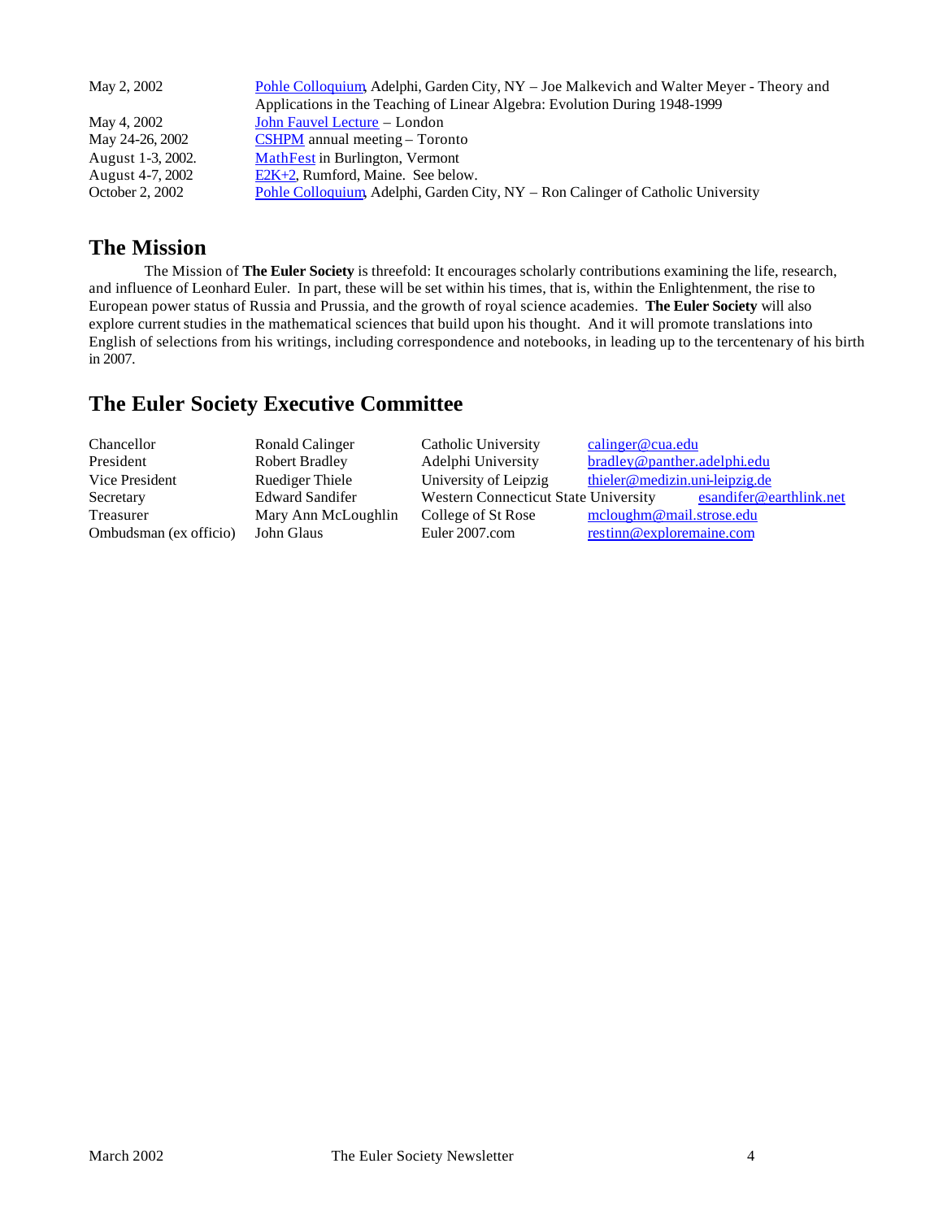| | |
|---|---|
| May 2, 2002 | Pohle Colloquium, Adelphi, Garden City, NY – Joe Malkevich and Walter Meyer - Theory and Applications in the Teaching of Linear Algebra: Evolution During 1948-1999 |
| May 4, 2002 | John Fauvel Lecture – London |
| May 24-26, 2002 | CSHPM annual meeting – Toronto |
| August 1-3, 2002. | MathFest in Burlington, Vermont |
| August 4-7, 2002 | E2K+2, Rumford, Maine. See below. |
| October 2, 2002 | Pohle Colloquium, Adelphi, Garden City, NY – Ron Calinger of Catholic University |

## The Mission

The Mission of **The Euler Society** is threefold: It encourages scholarly contributions examining the life, research, and influence of Leonhard Euler. In part, these will be set within his times, that is, within the Enlightenment, the rise to European power status of Russia and Prussia, and the growth of royal science academies. **The Euler Society** will also explore current studies in the mathematical sciences that build upon his thought. And it will promote translations into English of selections from his writings, including correspondence and notebooks, in leading up to the tercentenary of his birth in 2007.

## The Euler Society Executive Committee

| | | | |
|---|---|---|---|
| Chancellor | Ronald Calinger | Catholic University | calinger@cua.edu |
| President | Robert Bradley | Adelphi University | bradley@panther.adelphi.edu |
| Vice President | Ruediger Thiele | University of Leipzig | thieler@medizin.uni-leipzig.de |
| Secretary | Edward Sandifer | Western Connecticut State University | esandifer@earthlink.net |
| Treasurer | Mary Ann McLoughlin | College of St Rose | mcloughm@mail.strose.edu |
| Ombudsman (ex officio) | John Glaus | Euler 2007.com | restinn@exploremaine.com |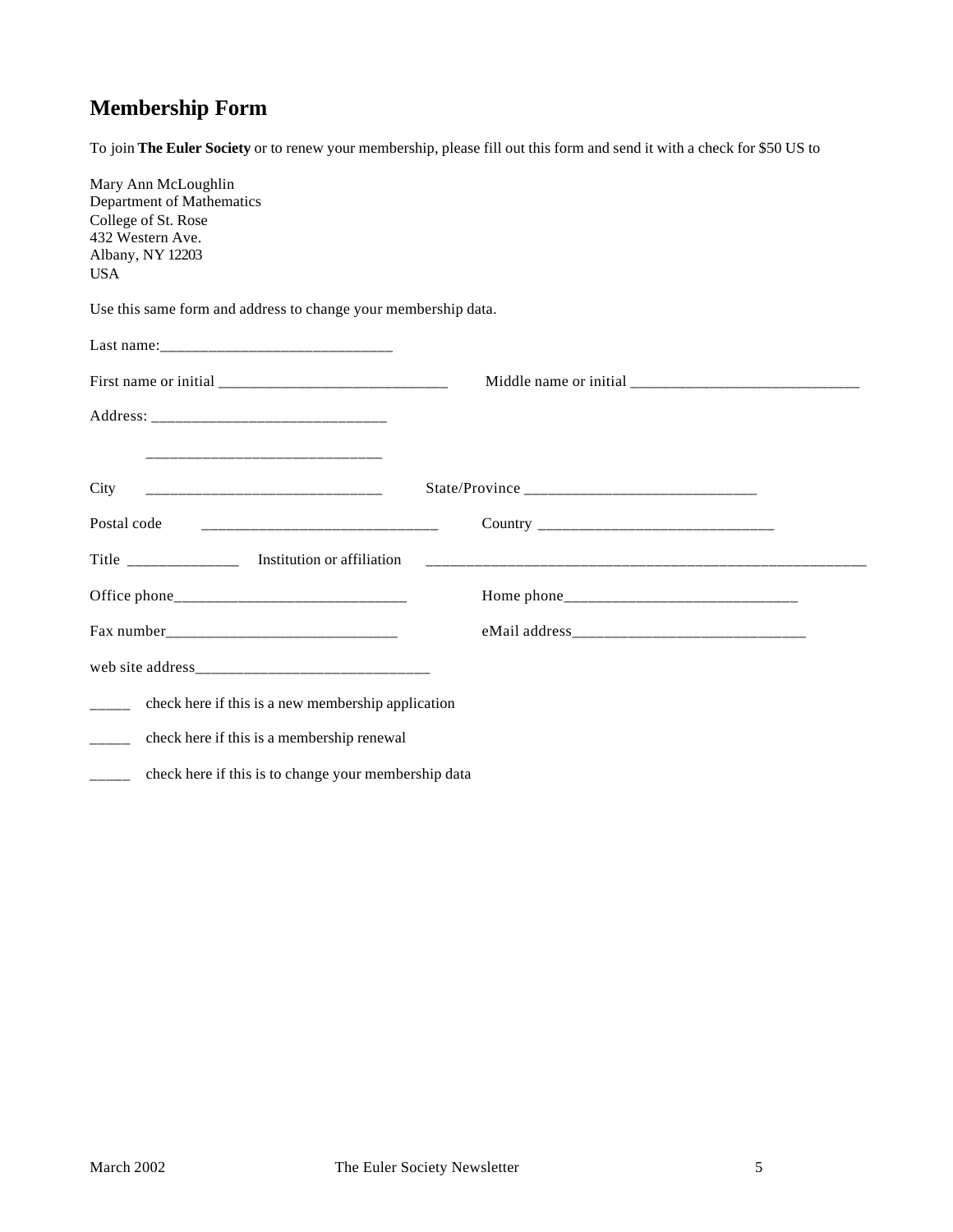## Membership Form

To join **The Euler Society** or to renew your membership, please fill out this form and send it with a check for $50 US to

Mary Ann McLoughlin
Department of Mathematics
College of St. Rose
432 Western Ave.
Albany, NY 12203
USA

Use this same form and address to change your membership data.

Last name:______________________________

First name or initial ______________________________ Middle name or initial ______________________________

Address: ______________________________

______________________________

City ______________________________ State/Province ______________________________

Postal code ______________________________ Country ______________________________

Title ______________ Institution or affiliation __________________________________________________________

Office phone______________________________ Home phone______________________________

Fax number______________________________ eMail address______________________________

web site address______________________________

_____ check here if this is a new membership application

_____ check here if this is a membership renewal

_____ check here if this is to change your membership data